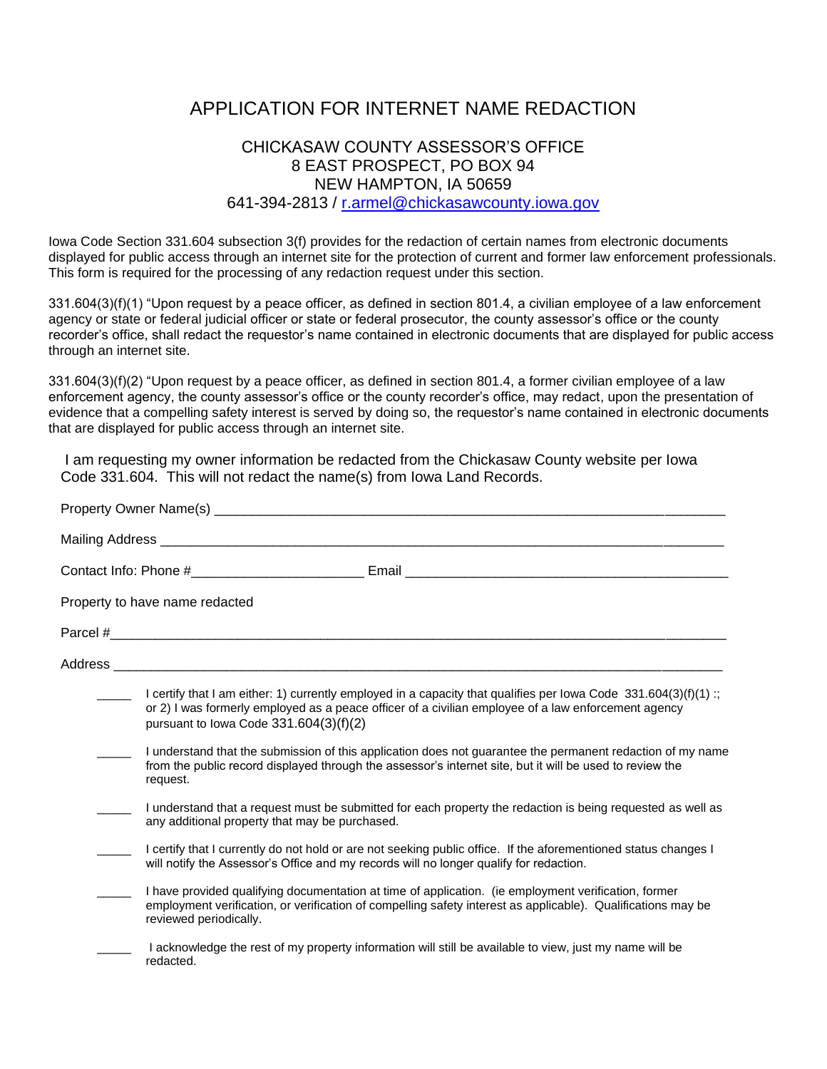# APPLICATION FOR INTERNET NAME REDACTION

CHICKASAW COUNTY ASSESSOR'S OFFICE
8 EAST PROSPECT, PO BOX 94
NEW HAMPTON, IA 50659
641-394-2813 / r.armel@chickasawcounty.iowa.gov

Iowa Code Section 331.604 subsection 3(f) provides for the redaction of certain names from electronic documents displayed for public access through an internet site for the protection of current and former law enforcement professionals. This form is required for the processing of any redaction request under this section.

331.604(3)(f)(1) "Upon request by a peace officer, as defined in section 801.4, a civilian employee of a law enforcement agency or state or federal judicial officer or state or federal prosecutor, the county assessor's office or the county recorder's office, shall redact the requestor's name contained in electronic documents that are displayed for public access through an internet site.

331.604(3)(f)(2) "Upon request by a peace officer, as defined in section 801.4, a former civilian employee of a law enforcement agency, the county assessor's office or the county recorder's office, may redact, upon the presentation of evidence that a compelling safety interest is served by doing so, the requestor's name contained in electronic documents that are displayed for public access through an internet site.

I am requesting my owner information be redacted from the Chickasaw County website per Iowa Code 331.604. This will not redact the name(s) from Iowa Land Records.

Property Owner Name(s) ______________________________________________________________

Mailing Address ____________________________________________________________________

Contact Info: Phone #______________________ Email ___________________________________

Property to have name redacted

Parcel #___________________________________________________________________________

Address __________________________________________________________________________

_____ I certify that I am either: 1) currently employed in a capacity that qualifies per Iowa Code 331.604(3)(f)(1) :; or 2) I was formerly employed as a peace officer of a civilian employee of a law enforcement agency pursuant to Iowa Code 331.604(3)(f)(2)

_____ I understand that the submission of this application does not guarantee the permanent redaction of my name from the public record displayed through the assessor's internet site, but it will be used to review the request.

_____ I understand that a request must be submitted for each property the redaction is being requested as well as any additional property that may be purchased.

_____ I certify that I currently do not hold or are not seeking public office. If the aforementioned status changes I will notify the Assessor's Office and my records will no longer qualify for redaction.

_____ I have provided qualifying documentation at time of application. (ie employment verification, former employment verification, or verification of compelling safety interest as applicable). Qualifications may be reviewed periodically.

_____ I acknowledge the rest of my property information will still be available to view, just my name will be redacted.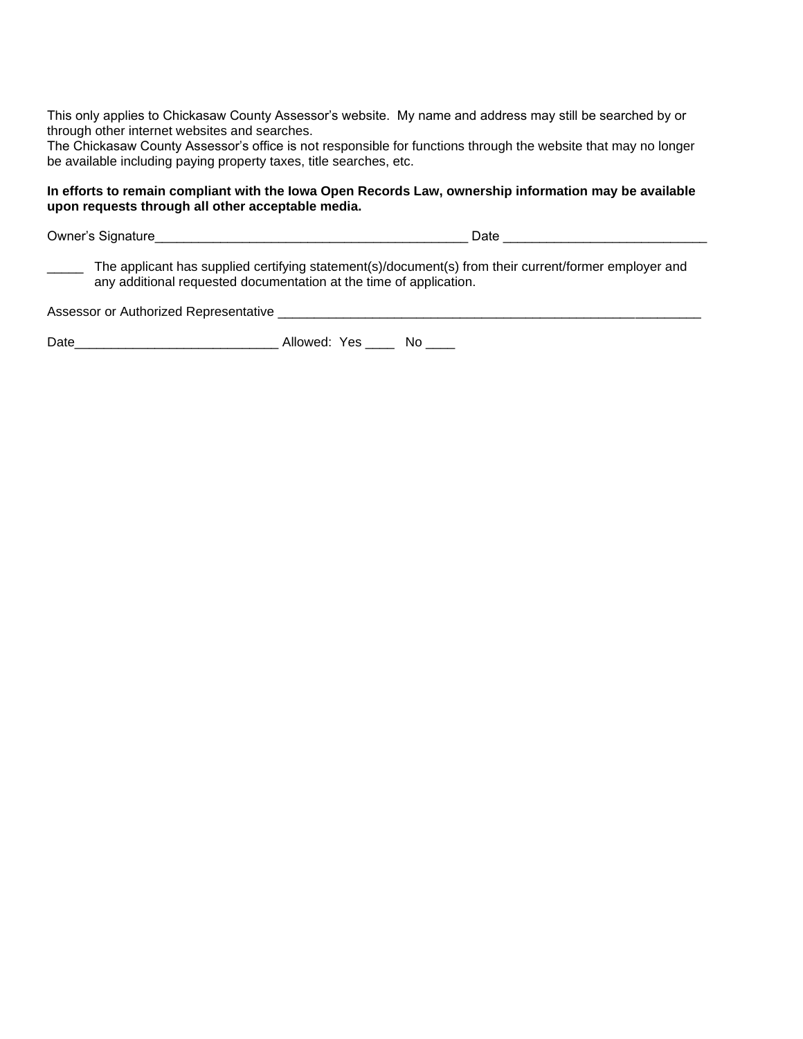This only applies to Chickasaw County Assessor's website. My name and address may still be searched by or through other internet websites and searches.
The Chickasaw County Assessor's office is not responsible for functions through the website that may no longer be available including paying property taxes, title searches, etc.

**In efforts to remain compliant with the Iowa Open Records Law, ownership information may be available upon requests through all other acceptable media.**

Owner's Signature___________________________________________ Date ___________________________

_____ The applicant has supplied certifying statement(s)/document(s) from their current/former employer and any additional requested documentation at the time of application.

Assessor or Authorized Representative __________________________________________________________

Date___________________________ Allowed: Yes ____ No ____